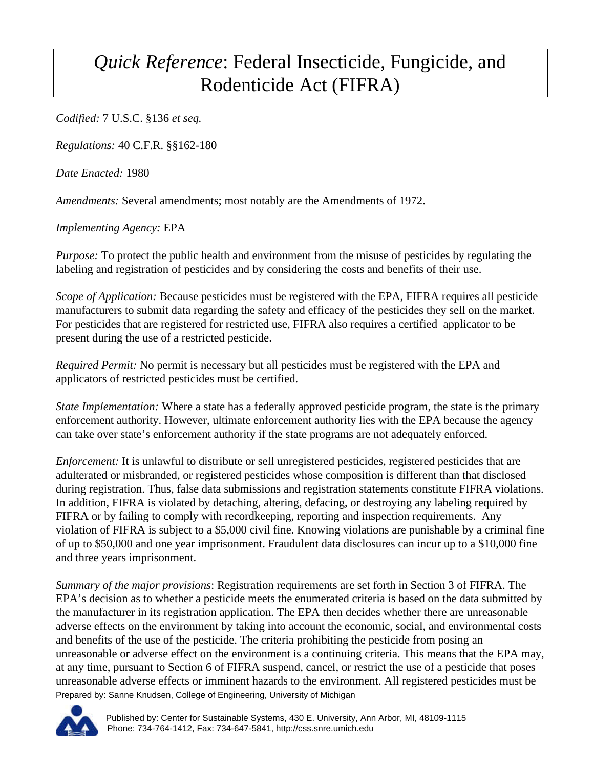# *Quick Reference*: Federal Insecticide, Fungicide, and Rodenticide Act (FIFRA)

*Codified:* 7 U.S.C. §136 *et seq.*

*Regulations:* 40 C.F.R. §§162-180

*Date Enacted:* 1980

*Amendments:* Several amendments; most notably are the Amendments of 1972.

*Implementing Agency:* EPA

*Purpose:* To protect the public health and environment from the misuse of pesticides by regulating the labeling and registration of pesticides and by considering the costs and benefits of their use.

*Scope of Application:* Because pesticides must be registered with the EPA, FIFRA requires all pesticide manufacturers to submit data regarding the safety and efficacy of the pesticides they sell on the market. For pesticides that are registered for restricted use, FIFRA also requires a certified applicator to be present during the use of a restricted pesticide.

*Required Permit:* No permit is necessary but all pesticides must be registered with the EPA and applicators of restricted pesticides must be certified.

*State Implementation:* Where a state has a federally approved pesticide program, the state is the primary enforcement authority. However, ultimate enforcement authority lies with the EPA because the agency can take over state's enforcement authority if the state programs are not adequately enforced.

*Enforcement:* It is unlawful to distribute or sell unregistered pesticides, registered pesticides that are adulterated or misbranded, or registered pesticides whose composition is different than that disclosed during registration. Thus, false data submissions and registration statements constitute FIFRA violations. In addition, FIFRA is violated by detaching, altering, defacing, or destroying any labeling required by FIFRA or by failing to comply with recordkeeping, reporting and inspection requirements. Any violation of FIFRA is subject to a $5,000 civil fine. Knowing violations are punishable by a criminal fine of up to $50,000 and one year imprisonment. Fraudulent data disclosures can incur up to a $10,000 fine and three years imprisonment.

*Summary of the major provisions*: Registration requirements are set forth in Section 3 of FIFRA. The EPA's decision as to whether a pesticide meets the enumerated criteria is based on the data submitted by the manufacturer in its registration application. The EPA then decides whether there are unreasonable adverse effects on the environment by taking into account the economic, social, and environmental costs and benefits of the use of the pesticide. The criteria prohibiting the pesticide from posing an unreasonable or adverse effect on the environment is a continuing criteria. This means that the EPA may, at any time, pursuant to Section 6 of FIFRA suspend, cancel, or restrict the use of a pesticide that poses unreasonable adverse effects or imminent hazards to the environment. All registered pesticides must be

Prepared by: Sanne Knudsen, College of Engineering, University of Michigan

Published by: Center for Sustainable Systems, 430 E. University, Ann Arbor, MI, 48109-1115
Phone: 734-764-1412, Fax: 734-647-5841, http://css.snre.umich.edu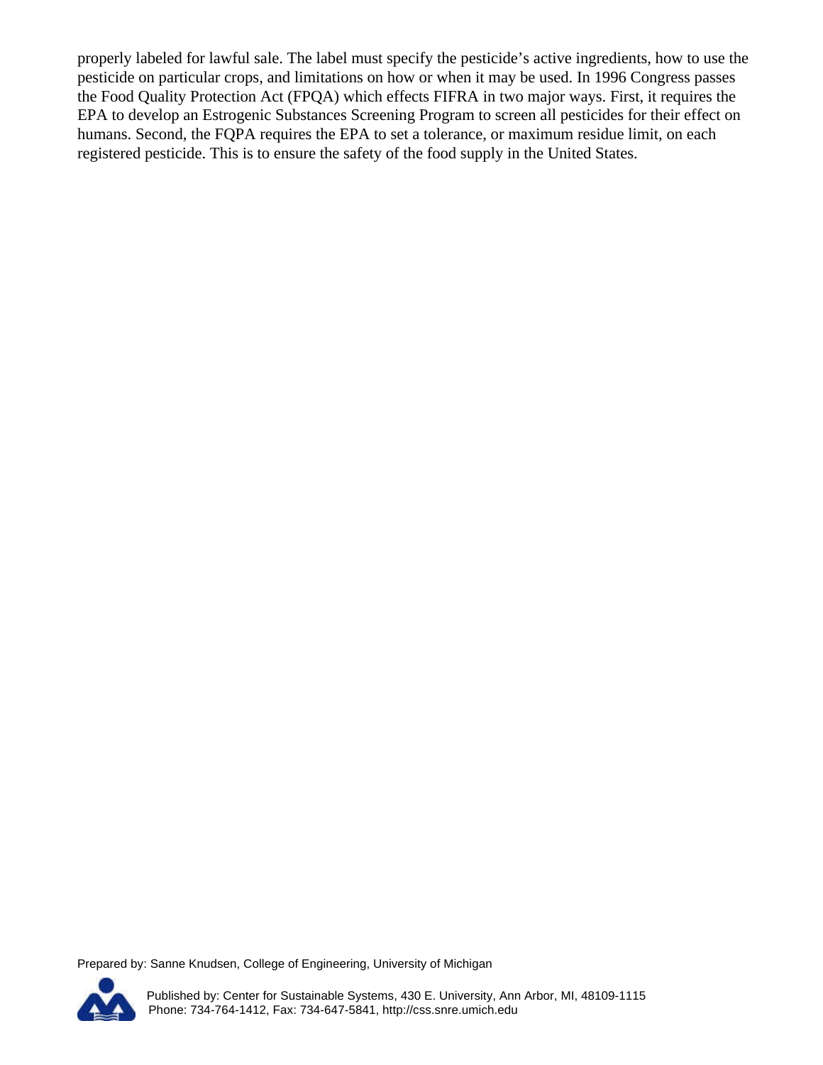properly labeled for lawful sale. The label must specify the pesticide's active ingredients, how to use the pesticide on particular crops, and limitations on how or when it may be used. In 1996 Congress passes the Food Quality Protection Act (FPQA) which effects FIFRA in two major ways. First, it requires the EPA to develop an Estrogenic Substances Screening Program to screen all pesticides for their effect on humans. Second, the FQPA requires the EPA to set a tolerance, or maximum residue limit, on each registered pesticide. This is to ensure the safety of the food supply in the United States.

Prepared by: Sanne Knudsen, College of Engineering, University of Michigan

Published by: Center for Sustainable Systems, 430 E. University, Ann Arbor, MI, 48109-1115
Phone: 734-764-1412, Fax: 734-647-5841, http://css.snre.umich.edu